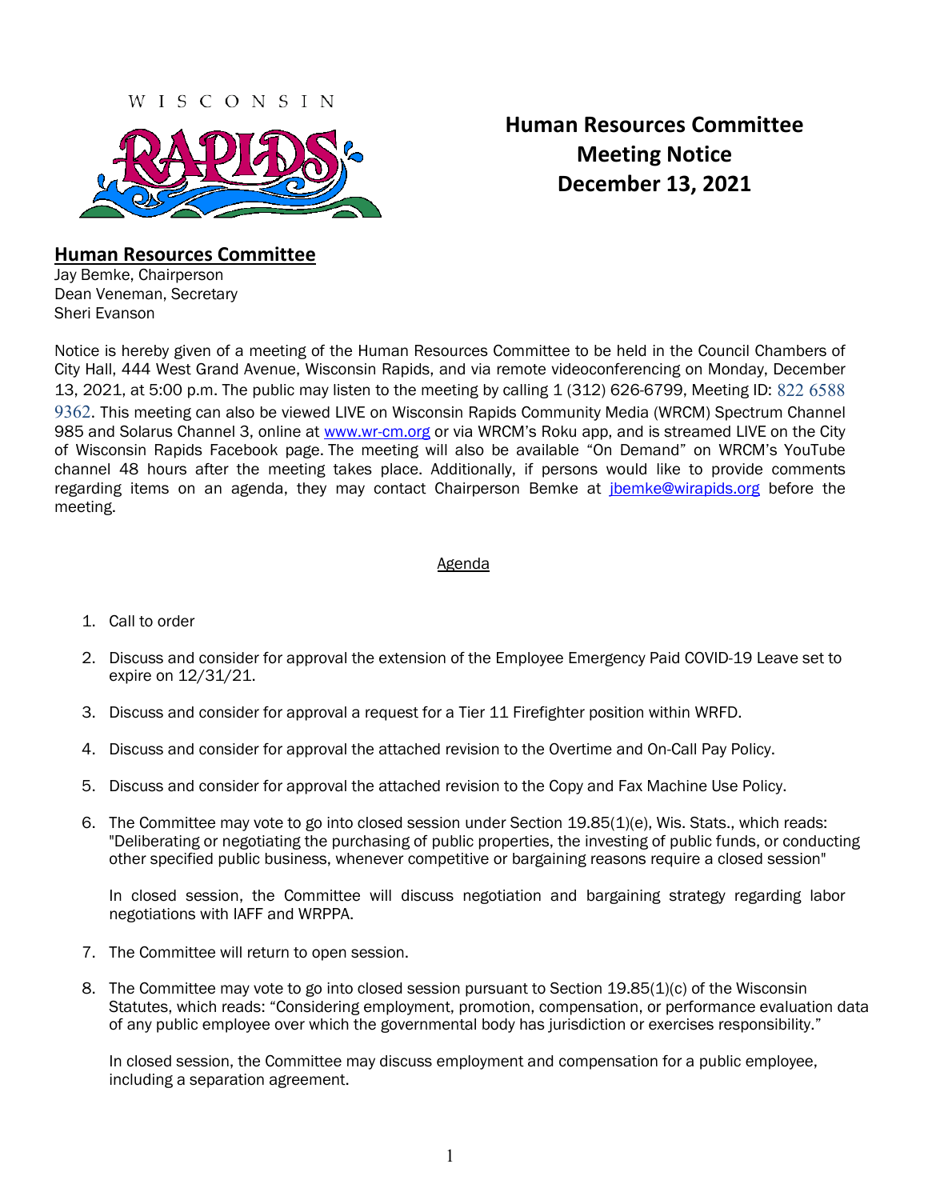WISCONSIN RAPIDS

# Human Resources Committee Meeting Notice December 13, 2021

## Human Resources Committee

Jay Bemke, Chairperson
Dean Veneman, Secretary
Sheri Evanson

Notice is hereby given of a meeting of the Human Resources Committee to be held in the Council Chambers of City Hall, 444 West Grand Avenue, Wisconsin Rapids, and via remote videoconferencing on Monday, December 13, 2021, at 5:00 p.m. The public may listen to the meeting by calling 1 (312) 626-6799, Meeting ID: 822 6588 9362. This meeting can also be viewed LIVE on Wisconsin Rapids Community Media (WRCM) Spectrum Channel 985 and Solarus Channel 3, online at www.wr-cm.org or via WRCM's Roku app, and is streamed LIVE on the City of Wisconsin Rapids Facebook page. The meeting will also be available "On Demand" on WRCM's YouTube channel 48 hours after the meeting takes place. Additionally, if persons would like to provide comments regarding items on an agenda, they may contact Chairperson Bemke at jbemke@wirapids.org before the meeting.

Agenda

1. Call to order
2. Discuss and consider for approval the extension of the Employee Emergency Paid COVID-19 Leave set to expire on 12/31/21.
3. Discuss and consider for approval a request for a Tier 11 Firefighter position within WRFD.
4. Discuss and consider for approval the attached revision to the Overtime and On-Call Pay Policy.
5. Discuss and consider for approval the attached revision to the Copy and Fax Machine Use Policy.
6. The Committee may vote to go into closed session under Section 19.85(1)(e), Wis. Stats., which reads: "Deliberating or negotiating the purchasing of public properties, the investing of public funds, or conducting other specified public business, whenever competitive or bargaining reasons require a closed session"

   In closed session, the Committee will discuss negotiation and bargaining strategy regarding labor negotiations with IAFF and WRPPA.

7. The Committee will return to open session.
8. The Committee may vote to go into closed session pursuant to Section 19.85(1)(c) of the Wisconsin Statutes, which reads: "Considering employment, promotion, compensation, or performance evaluation data of any public employee over which the governmental body has jurisdiction or exercises responsibility."

   In closed session, the Committee may discuss employment and compensation for a public employee, including a separation agreement.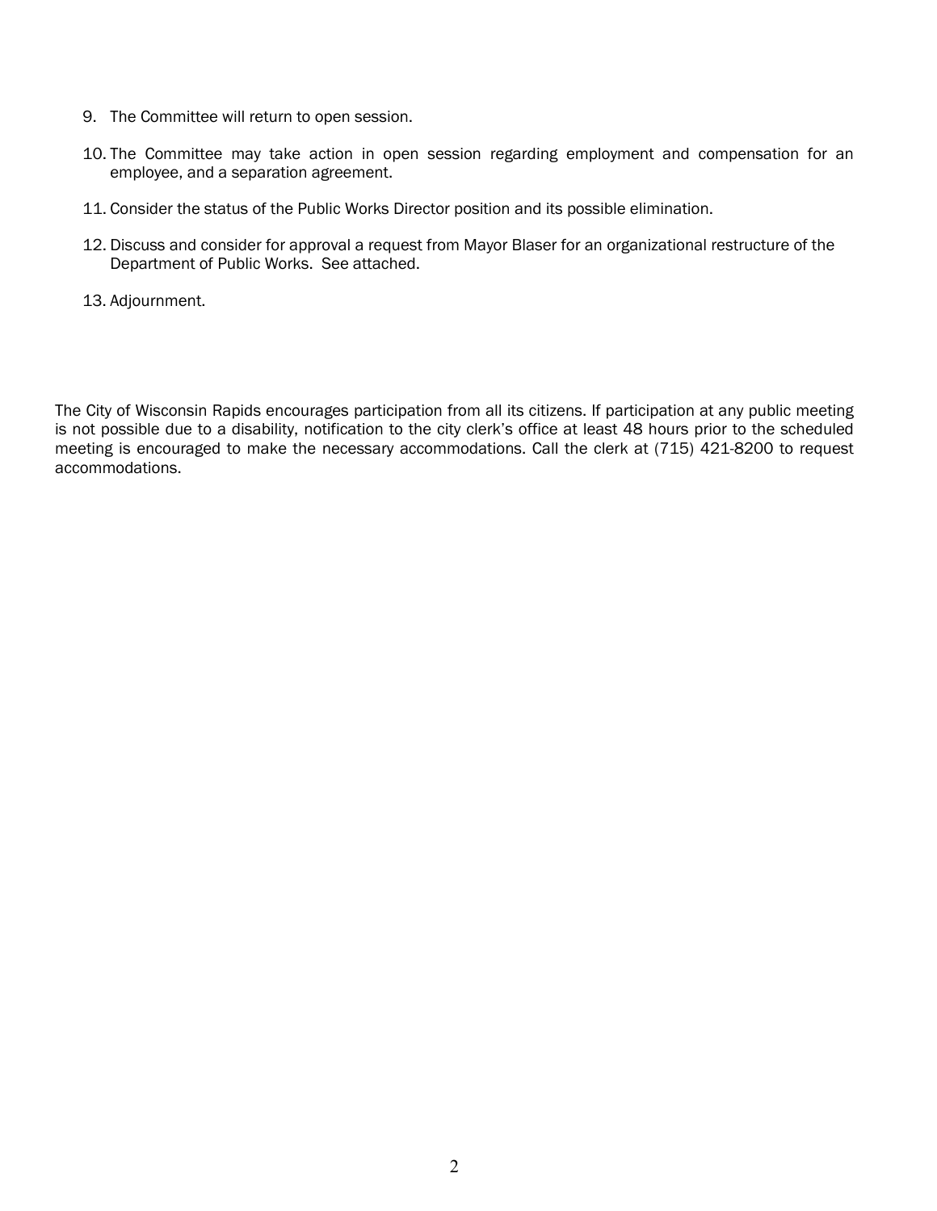9. The Committee will return to open session.

10. The Committee may take action in open session regarding employment and compensation for an employee, and a separation agreement.

11. Consider the status of the Public Works Director position and its possible elimination.

12. Discuss and consider for approval a request from Mayor Blaser for an organizational restructure of the Department of Public Works. See attached.

13. Adjournment.

The City of Wisconsin Rapids encourages participation from all its citizens. If participation at any public meeting is not possible due to a disability, notification to the city clerk's office at least 48 hours prior to the scheduled meeting is encouraged to make the necessary accommodations. Call the clerk at (715) 421-8200 to request accommodations.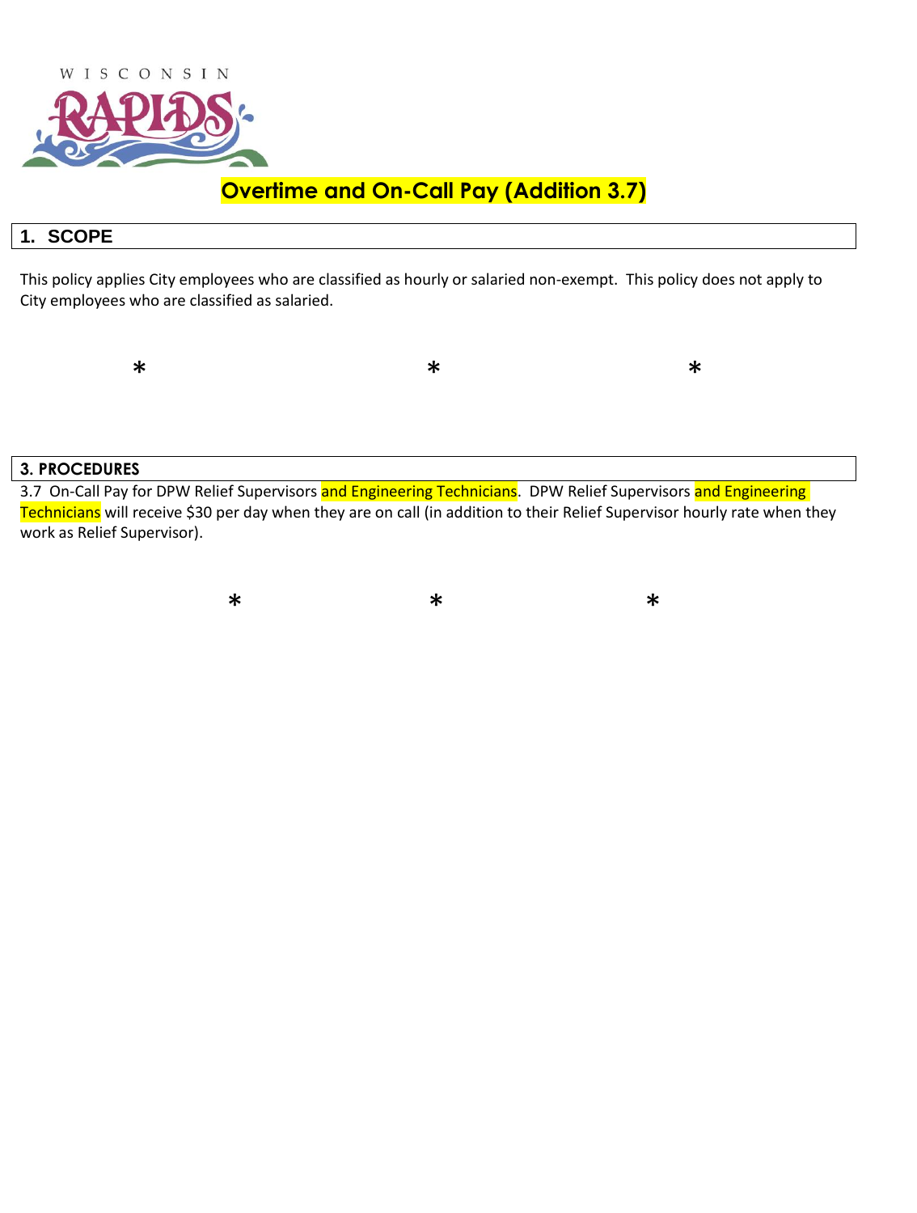WISCONSIN RAPIDS

# Overtime and On-Call Pay (Addition 3.7)

## 1. SCOPE

This policy applies City employees who are classified as hourly or salaried non-exempt. This policy does not apply to City employees who are classified as salaried.

\*　　　　　　　　\*　　　　　　　　\*

## 3. PROCEDURES

3.7 On-Call Pay for DPW Relief Supervisors and Engineering Technicians. DPW Relief Supervisors and Engineering Technicians will receive $30 per day when they are on call (in addition to their Relief Supervisor hourly rate when they work as Relief Supervisor).

\*　　　　　　　　\*　　　　　　　　\*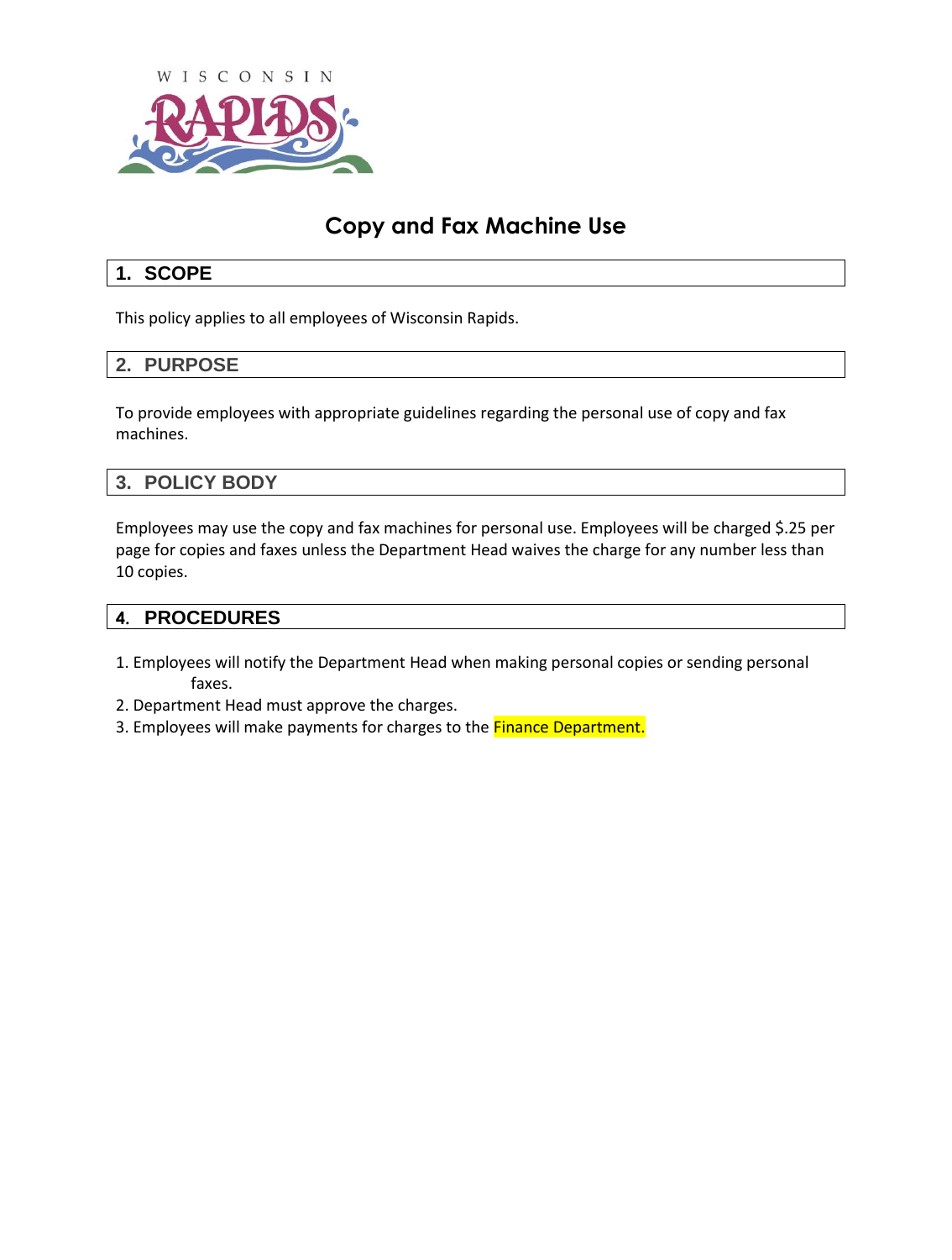WISCONSIN RAPIDS

# Copy and Fax Machine Use

## 1. SCOPE

This policy applies to all employees of Wisconsin Rapids.

## 2. PURPOSE

To provide employees with appropriate guidelines regarding the personal use of copy and fax machines.

## 3. POLICY BODY

Employees may use the copy and fax machines for personal use. Employees will be charged $.25 per page for copies and faxes unless the Department Head waives the charge for any number less than 10 copies.

## 4. PROCEDURES

1. Employees will notify the Department Head when making personal copies or sending personal faxes.
2. Department Head must approve the charges.
3. Employees will make payments for charges to the Finance Department.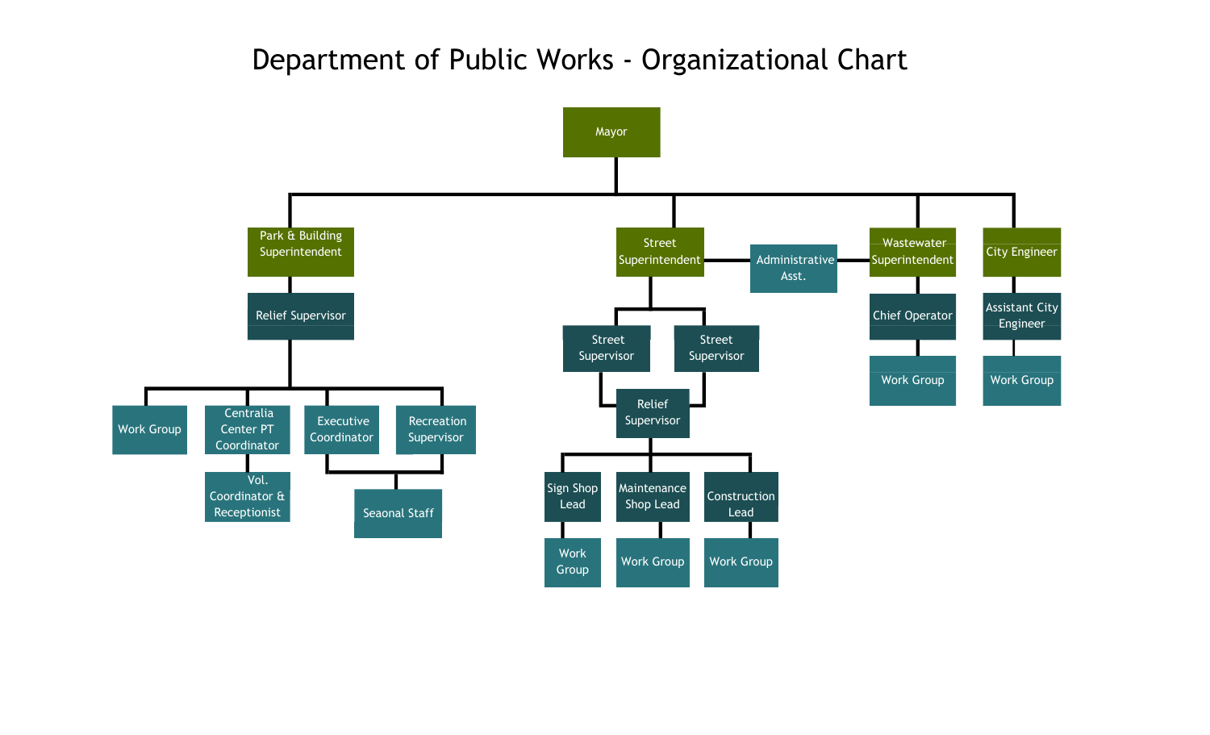# Department of Public Works - Organizational Chart

Mayor

Park & Building Superintendent

Relief Supervisor

Work Group

Centralia Center PT Coordinator

Vol. Coordinator & Receptionist

Executive Coordinator

Recreation Supervisor

Seaonal Staff

Street Superintendent

Administrative Asst.

Street Supervisor

Street Supervisor

Relief Supervisor

Sign Shop Lead

Work Group

Maintenance Shop Lead

Work Group

Construction Lead

Work Group

Wastewater Superintendent

Chief Operator

Work Group

City Engineer

Assistant City Engineer

Work Group